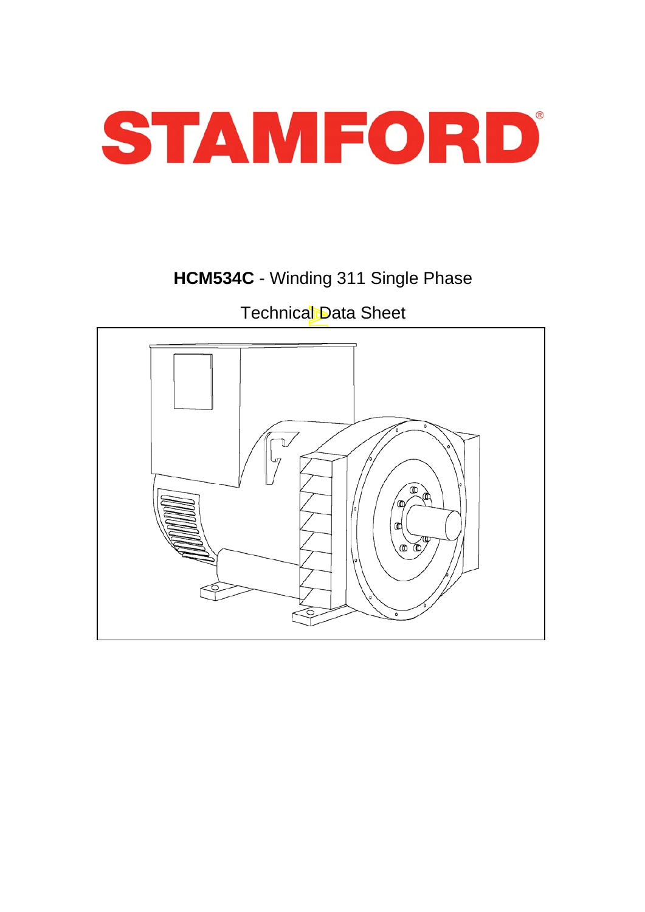# STAMFORD

**HCM534C** - Winding 311 Single Phase

Technical Data Sheet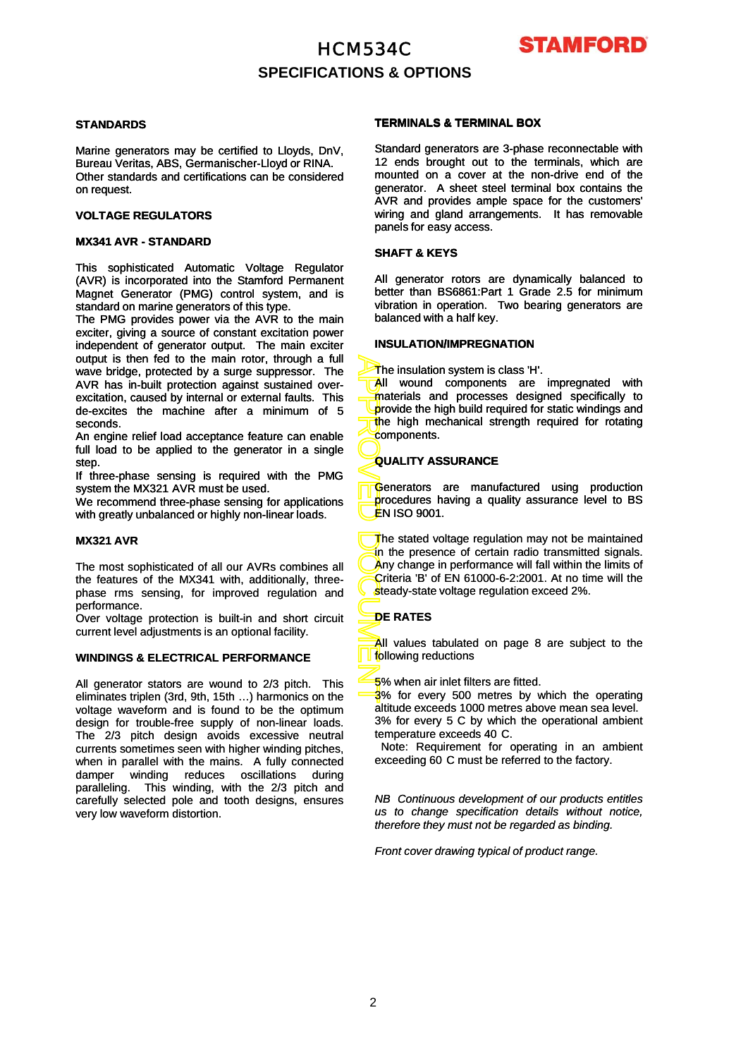# HCM534C

## SPECIFICATIONS & OPTIONS

### STANDARDS

Marine generators may be certified to Lloyds, DnV, Bureau Veritas, ABS, Germanischer-Lloyd or RINA. Other standards and certifications can be considered on request.

### VOLTAGE REGULATORS

#### MX341 AVR - STANDARD

This sophisticated Automatic Voltage Regulator (AVR) is incorporated into the Stamford Permanent Magnet Generator (PMG) control system, and is standard on marine generators of this type.
The PMG provides power via the AVR to the main exciter, giving a source of constant excitation power independent of generator output. The main exciter output is then fed to the main rotor, through a full wave bridge, protected by a surge suppressor. The AVR has in-built protection against sustained over-excitation, caused by internal or external faults. This de-excites the machine after a minimum of 5 seconds.
An engine relief load acceptance feature can enable full load to be applied to the generator in a single step.
If three-phase sensing is required with the PMG system the MX321 AVR must be used.
We recommend three-phase sensing for applications with greatly unbalanced or highly non-linear loads.

#### MX321 AVR

The most sophisticated of all our AVRs combines all the features of the MX341 with, additionally, three-phase rms sensing, for improved regulation and performance.
Over voltage protection is built-in and short circuit current level adjustments is an optional facility.

### WINDINGS & ELECTRICAL PERFORMANCE

All generator stators are wound to 2/3 pitch. This eliminates triplen (3rd, 9th, 15th …) harmonics on the voltage waveform and is found to be the optimum design for trouble-free supply of non-linear loads. The 2/3 pitch design avoids excessive neutral currents sometimes seen with higher winding pitches, when in parallel with the mains. A fully connected damper winding reduces oscillations during paralleling. This winding, with the 2/3 pitch and carefully selected pole and tooth designs, ensures very low waveform distortion.

### TERMINALS & TERMINAL BOX

Standard generators are 3-phase reconnectable with 12 ends brought out to the terminals, which are mounted on a cover at the non-drive end of the generator. A sheet steel terminal box contains the AVR and provides ample space for the customers' wiring and gland arrangements. It has removable panels for easy access.

### SHAFT & KEYS

All generator rotors are dynamically balanced to better than BS6861:Part 1 Grade 2.5 for minimum vibration in operation. Two bearing generators are balanced with a half key.

### INSULATION/IMPREGNATION

The insulation system is class 'H'.
All wound components are impregnated with materials and processes designed specifically to provide the high build required for static windings and the high mechanical strength required for rotating components.

### QUALITY ASSURANCE

Generators are manufactured using production procedures having a quality assurance level to BS EN ISO 9001.

The stated voltage regulation may not be maintained in the presence of certain radio transmitted signals. Any change in performance will fall within the limits of Criteria 'B' of EN 61000-6-2:2001. At no time will the steady-state voltage regulation exceed 2%.

### DE RATES

All values tabulated on page 8 are subject to the following reductions

5% when air inlet filters are fitted.
3% for every 500 metres by which the operating altitude exceeds 1000 metres above mean sea level.
3% for every 5 C by which the operational ambient temperature exceeds 40 C.
Note: Requirement for operating in an ambient exceeding 60 C must be referred to the factory.

*NB Continuous development of our products entitles us to change specification details without notice, therefore they must not be regarded as binding.*

*Front cover drawing typical of product range.*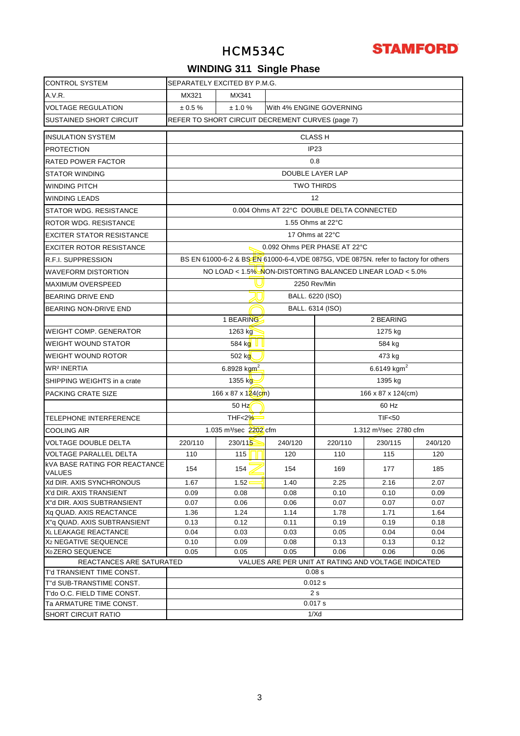# HCM534C

STAMFORD

## WINDING 311 Single Phase

| | | | | | | |
|---|---|---|---|---|---|---|
| CONTROL SYSTEM | SEPARATELY EXCITED BY P.M.G. | | | | | |
| A.V.R. | MX321 | MX341 | | | | |
| VOLTAGE REGULATION | ± 0.5 % | ± 1.0 % | With 4% ENGINE GOVERNING | | | |
| SUSTAINED SHORT CIRCUIT | REFER TO SHORT CIRCUIT DECREMENT CURVES (page 7) | | | | | |
| INSULATION SYSTEM | CLASS H | | | | | |
| PROTECTION | IP23 | | | | | |
| RATED POWER FACTOR | 0.8 | | | | | |
| STATOR WINDING | DOUBLE LAYER LAP | | | | | |
| WINDING PITCH | TWO THIRDS | | | | | |
| WINDING LEADS | 12 | | | | | |
| STATOR WDG. RESISTANCE | 0.004 Ohms AT 22°C DOUBLE DELTA CONNECTED | | | | | |
| ROTOR WDG. RESISTANCE | 1.55 Ohms at 22°C | | | | | |
| EXCITER STATOR RESISTANCE | 17 Ohms at 22°C | | | | | |
| EXCITER ROTOR RESISTANCE | 0.092 Ohms PER PHASE AT 22°C | | | | | |
| R.F.I. SUPPRESSION | BS EN 61000-6-2 & BS EN 61000-6-4,VDE 0875G, VDE 0875N. refer to factory for others | | | | | |
| WAVEFORM DISTORTION | NO LOAD < 1.5% NON-DISTORTING BALANCED LINEAR LOAD < 5.0% | | | | | |
| MAXIMUM OVERSPEED | 2250 Rev/Min | | | | | |
| BEARING DRIVE END | BALL. 6220 (ISO) | | | | | |
| BEARING NON-DRIVE END | BALL. 6314 (ISO) | | | | | |
| | 1 BEARING | | | 2 BEARING | | |
| WEIGHT COMP. GENERATOR | 1263 kg | | | 1275 kg | | |
| WEIGHT WOUND STATOR | 584 kg | | | 584 kg | | |
| WEIGHT WOUND ROTOR | 502 kg | | | 473 kg | | |
| $WR^2$ INERTIA | 6.8928 $kgm^2$ | | | 6.6149 $kgm^2$ | | |
| SHIPPING WEIGHTS in a crate | 1355 kg | | | 1395 kg | | |
| PACKING CRATE SIZE | 166 x 87 x 124(cm) | | | 166 x 87 x 124(cm) | | |
| | 50 Hz | | | 60 Hz | | |
| TELEPHONE INTERFERENCE | THF<2% | | | TIF<50 | | |
| COOLING AIR | 1.035 $m^3$/sec 2202 cfm | | | 1.312 $m^3$/sec 2780 cfm | | |
| VOLTAGE DOUBLE DELTA | 220/110 | 230/115 | 240/120 | 220/110 | 230/115 | 240/120 |
| VOLTAGE PARALLEL DELTA | 110 | 115 | 120 | 110 | 115 | 120 |
| kVA BASE RATING FOR REACTANCE VALUES | 154 | 154 | 154 | 169 | 177 | 185 |
| Xd DIR. AXIS SYNCHRONOUS | 1.67 | 1.52 | 1.40 | 2.25 | 2.16 | 2.07 |
| X'd DIR. AXIS TRANSIENT | 0.09 | 0.08 | 0.08 | 0.10 | 0.10 | 0.09 |
| X''d DIR. AXIS SUBTRANSIENT | 0.07 | 0.06 | 0.06 | 0.07 | 0.07 | 0.07 |
| Xq QUAD. AXIS REACTANCE | 1.36 | 1.24 | 1.14 | 1.78 | 1.71 | 1.64 |
| X''q QUAD. AXIS SUBTRANSIENT | 0.13 | 0.12 | 0.11 | 0.19 | 0.19 | 0.18 |
| $X_L$ LEAKAGE REACTANCE | 0.04 | 0.03 | 0.03 | 0.05 | 0.04 | 0.04 |
| $X_2$ NEGATIVE SEQUENCE | 0.10 | 0.09 | 0.08 | 0.13 | 0.13 | 0.12 |
| $X_0$ ZERO SEQUENCE | 0.05 | 0.05 | 0.05 | 0.06 | 0.06 | 0.06 |
| REACTANCES ARE SATURATED | VALUES ARE PER UNIT AT RATING AND VOLTAGE INDICATED | | | | | |
| T'd TRANSIENT TIME CONST. | 0.08 s | | | | | |
| T''d SUB-TRANSTIME CONST. | 0.012 s | | | | | |
| T'do O.C. FIELD TIME CONST. | 2 s | | | | | |
| Ta ARMATURE TIME CONST. | 0.017 s | | | | | |
| SHORT CIRCUIT RATIO | 1/Xd | | | | | |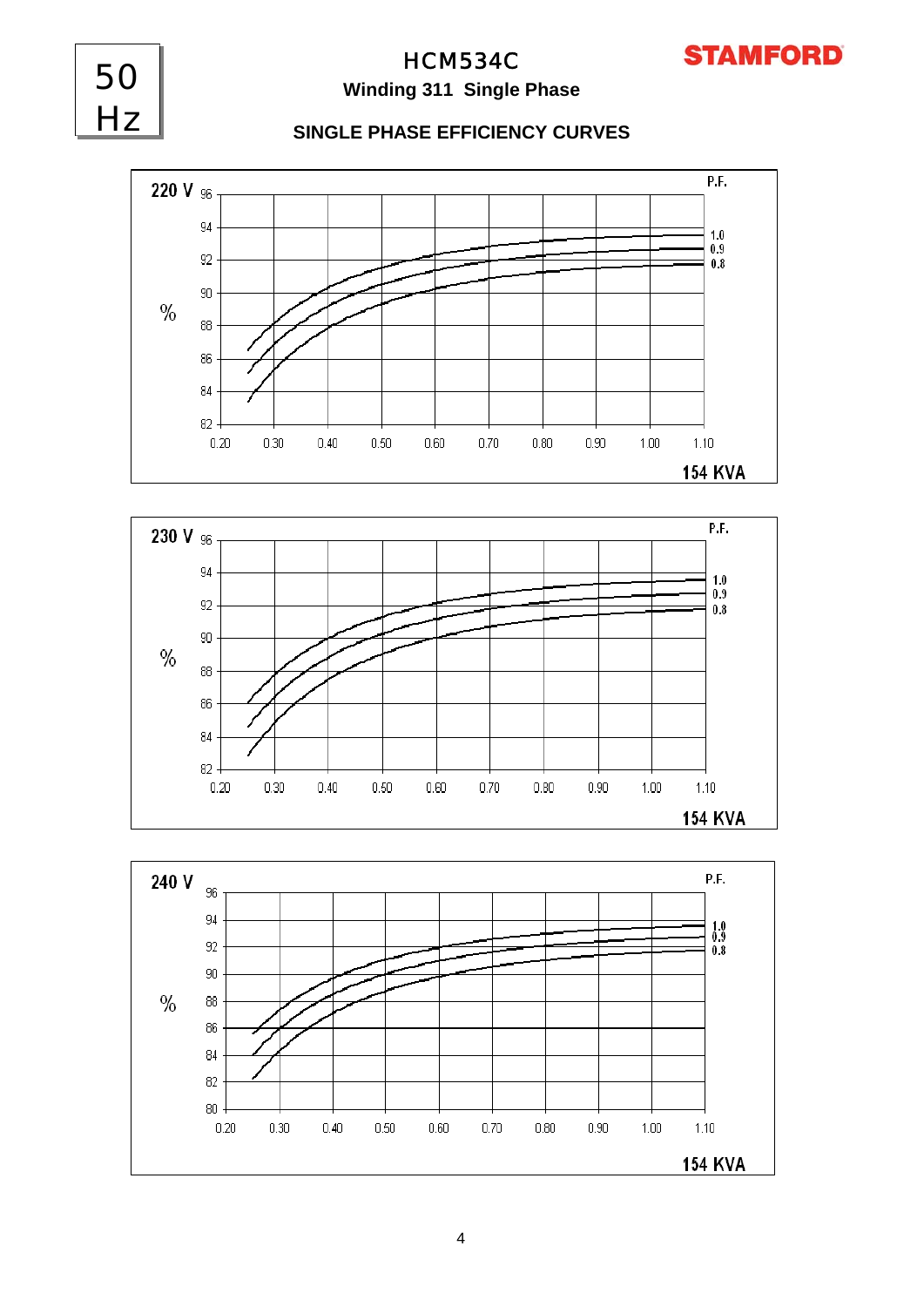50 Hz

# HCM534C

**Winding 311 Single Phase**

**STAMFORD**

## SINGLE PHASE EFFICIENCY CURVES

**220 V**

% (82–96) vs KVA (0.20–1.10) — P.F. 1.0, 0.9, 0.8

154 KVA

**230 V**

% (82–96) vs KVA (0.20–1.10) — P.F. 1.0, 0.9, 0.8

154 KVA

**240 V**

% (80–96) vs KVA (0.20–1.10) — P.F. 1.0, 0.9, 0.8

154 KVA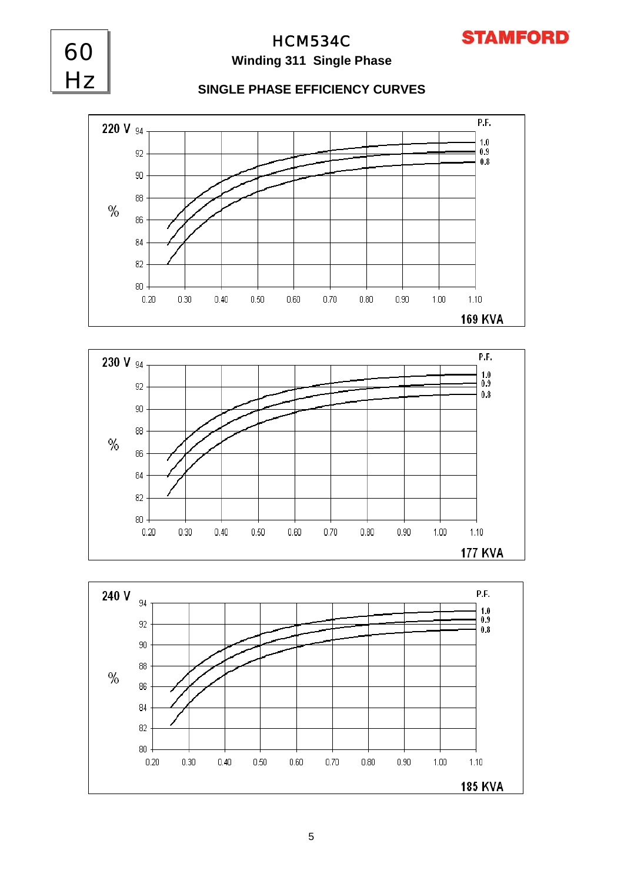60 Hz

# HCM534C

**STAMFORD**

## Winding 311 Single Phase

### SINGLE PHASE EFFICIENCY CURVES

**220 V**

%

94, 92, 90, 88, 86, 84, 82, 80

0.20 0.30 0.40 0.50 0.60 0.70 0.80 0.90 1.00 1.10

P.F. 1.0 0.9 0.8

**169 KVA**

**230 V**

%

94, 92, 90, 88, 86, 84, 82, 80

0.20 0.30 0.40 0.50 0.60 0.70 0.80 0.90 1.00 1.10

P.F. 1.0 0.9 0.8

**177 KVA**

**240 V**

%

94, 92, 90, 88, 86, 84, 82, 80

0.20 0.30 0.40 0.50 0.60 0.70 0.80 0.90 1.00 1.10

P.F. 1.0 0.9 0.8

**185 KVA**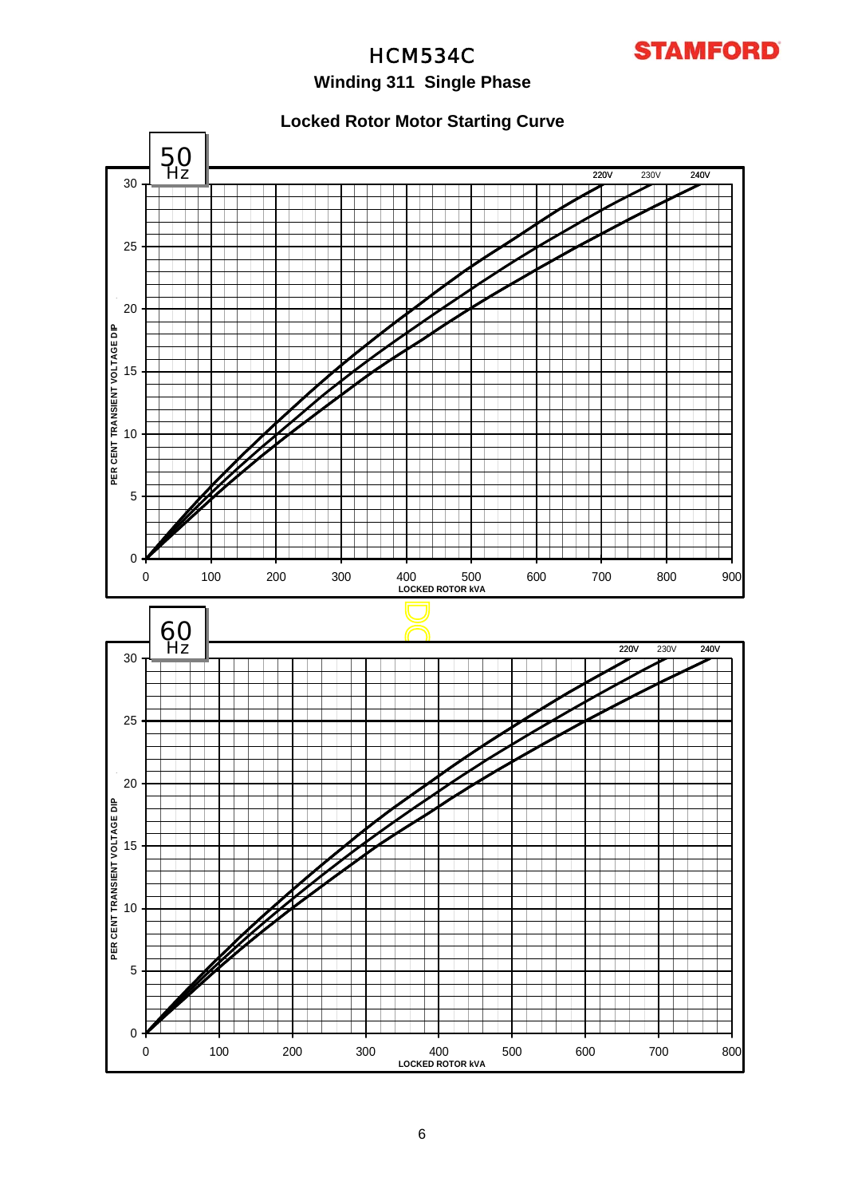# HCM534C

**STAMFORD**

## Winding 311 Single Phase

### Locked Rotor Motor Starting Curve

**50 Hz**

PER CENT TRANSIENT VOLTAGE DIP

LOCKED ROTOR kVA

220V 230V 240V

**60 Hz**

PER CENT TRANSIENT VOLTAGE DIP

LOCKED ROTOR kVA

220V 230V 240V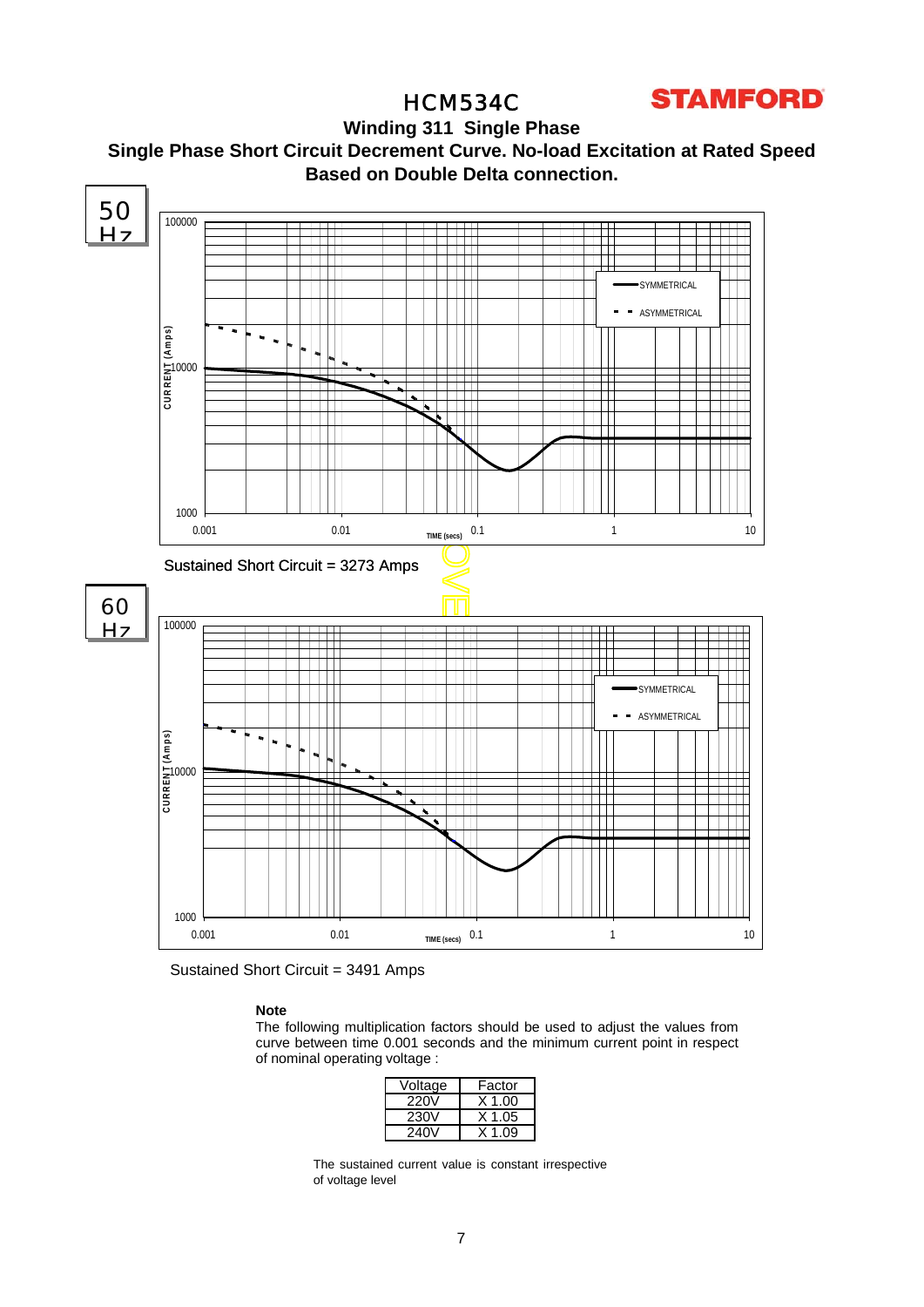# HCM534C

**STAMFORD**

## Winding 311 Single Phase

## Single Phase Short Circuit Decrement Curve. No-load Excitation at Rated Speed

## Based on Double Delta connection.

50 Hz

Sustained Short Circuit = 3273 Amps

60 Hz

Sustained Short Circuit = 3491 Amps

**Note**

The following multiplication factors should be used to adjust the values from curve between time 0.001 seconds and the minimum current point in respect of nominal operating voltage :

| Voltage | Factor |
|---|---|
| 220V | X 1.00 |
| 230V | X 1.05 |
| 240V | X 1.09 |

The sustained current value is constant irrespective of voltage level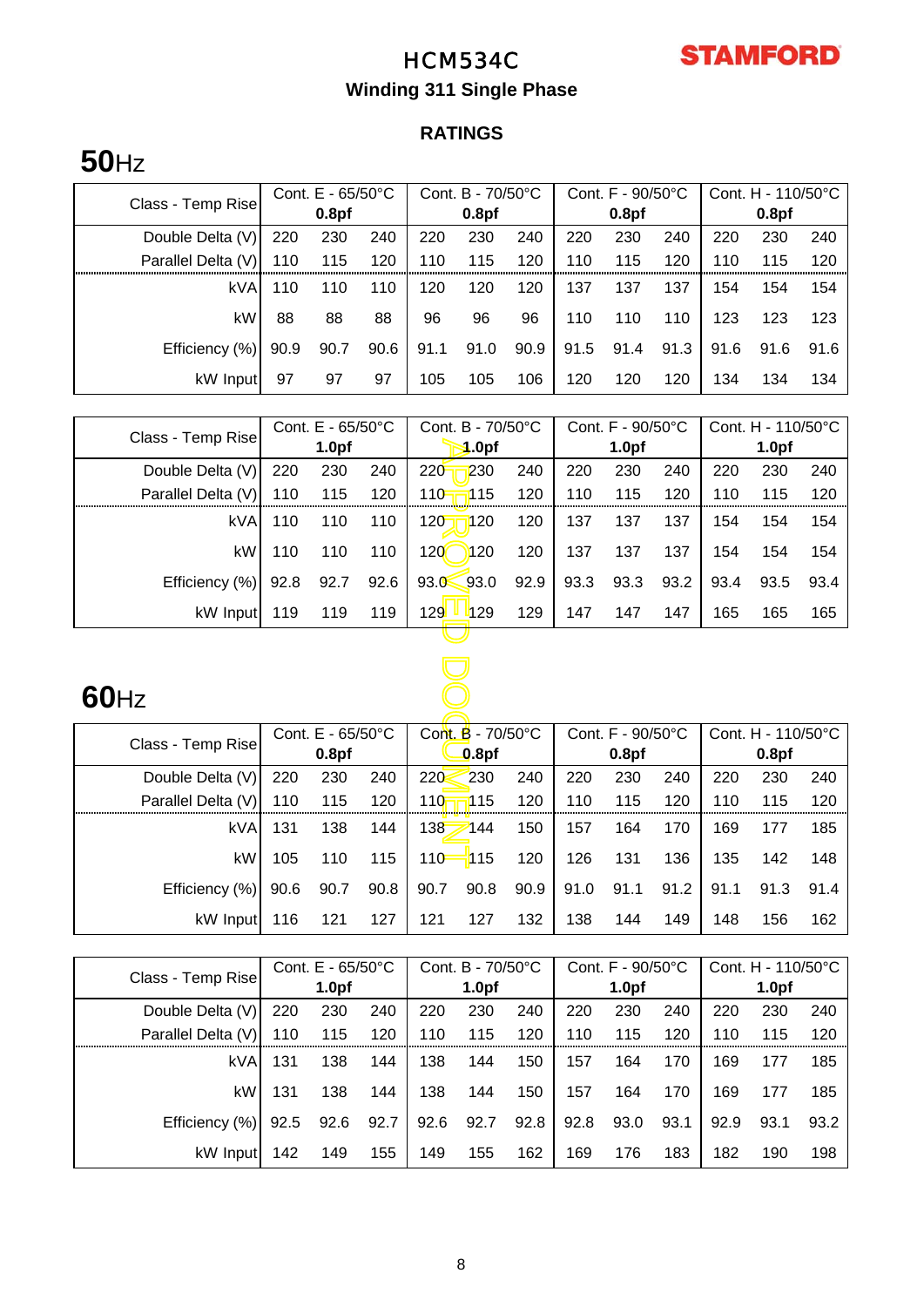# HCM534C

**STAMFORD**

## Winding 311 Single Phase

### RATINGS

## 50Hz

| Class - Temp Rise | Cont. E - 65/50°C 0.8pf | | | Cont. B - 70/50°C 0.8pf | | | Cont. F - 90/50°C 0.8pf | | | Cont. H - 110/50°C 0.8pf | | |
|---|---|---|---|---|---|---|---|---|---|---|---|---|
| Double Delta (V) | 220 | 230 | 240 | 220 | 230 | 240 | 220 | 230 | 240 | 220 | 230 | 240 |
| Parallel Delta (V) | 110 | 115 | 120 | 110 | 115 | 120 | 110 | 115 | 120 | 110 | 115 | 120 |
| kVA | 110 | 110 | 110 | 120 | 120 | 120 | 137 | 137 | 137 | 154 | 154 | 154 |
| kW | 88 | 88 | 88 | 96 | 96 | 96 | 110 | 110 | 110 | 123 | 123 | 123 |
| Efficiency (%) | 90.9 | 90.7 | 90.6 | 91.1 | 91.0 | 90.9 | 91.5 | 91.4 | 91.3 | 91.6 | 91.6 | 91.6 |
| kW Input | 97 | 97 | 97 | 105 | 105 | 106 | 120 | 120 | 120 | 134 | 134 | 134 |

| Class - Temp Rise | Cont. E - 65/50°C 1.0pf | | | Cont. B - 70/50°C 1.0pf | | | Cont. F - 90/50°C 1.0pf | | | Cont. H - 110/50°C 1.0pf | | |
|---|---|---|---|---|---|---|---|---|---|---|---|---|
| Double Delta (V) | 220 | 230 | 240 | 220 | 230 | 240 | 220 | 230 | 240 | 220 | 230 | 240 |
| Parallel Delta (V) | 110 | 115 | 120 | 110 | 115 | 120 | 110 | 115 | 120 | 110 | 115 | 120 |
| kVA | 110 | 110 | 110 | 120 | 120 | 120 | 137 | 137 | 137 | 154 | 154 | 154 |
| kW | 110 | 110 | 110 | 120 | 120 | 120 | 137 | 137 | 137 | 154 | 154 | 154 |
| Efficiency (%) | 92.8 | 92.7 | 92.6 | 93.0 | 93.0 | 92.9 | 93.3 | 93.3 | 93.2 | 93.4 | 93.5 | 93.4 |
| kW Input | 119 | 119 | 119 | 129 | 129 | 129 | 147 | 147 | 147 | 165 | 165 | 165 |

## 60Hz

| Class - Temp Rise | Cont. E - 65/50°C 0.8pf | | | Cont. B - 70/50°C 0.8pf | | | Cont. F - 90/50°C 0.8pf | | | Cont. H - 110/50°C 0.8pf | | |
|---|---|---|---|---|---|---|---|---|---|---|---|---|
| Double Delta (V) | 220 | 230 | 240 | 220 | 230 | 240 | 220 | 230 | 240 | 220 | 230 | 240 |
| Parallel Delta (V) | 110 | 115 | 120 | 110 | 115 | 120 | 110 | 115 | 120 | 110 | 115 | 120 |
| kVA | 131 | 138 | 144 | 138 | 144 | 150 | 157 | 164 | 170 | 169 | 177 | 185 |
| kW | 105 | 110 | 115 | 110 | 115 | 120 | 126 | 131 | 136 | 135 | 142 | 148 |
| Efficiency (%) | 90.6 | 90.7 | 90.8 | 90.7 | 90.8 | 90.9 | 91.0 | 91.1 | 91.2 | 91.1 | 91.3 | 91.4 |
| kW Input | 116 | 121 | 127 | 121 | 127 | 132 | 138 | 144 | 149 | 148 | 156 | 162 |

| Class - Temp Rise | Cont. E - 65/50°C 1.0pf | | | Cont. B - 70/50°C 1.0pf | | | Cont. F - 90/50°C 1.0pf | | | Cont. H - 110/50°C 1.0pf | | |
|---|---|---|---|---|---|---|---|---|---|---|---|---|
| Double Delta (V) | 220 | 230 | 240 | 220 | 230 | 240 | 220 | 230 | 240 | 220 | 230 | 240 |
| Parallel Delta (V) | 110 | 115 | 120 | 110 | 115 | 120 | 110 | 115 | 120 | 110 | 115 | 120 |
| kVA | 131 | 138 | 144 | 138 | 144 | 150 | 157 | 164 | 170 | 169 | 177 | 185 |
| kW | 131 | 138 | 144 | 138 | 144 | 150 | 157 | 164 | 170 | 169 | 177 | 185 |
| Efficiency (%) | 92.5 | 92.6 | 92.7 | 92.6 | 92.7 | 92.8 | 92.8 | 93.0 | 93.1 | 92.9 | 93.1 | 93.2 |
| kW Input | 142 | 149 | 155 | 149 | 155 | 162 | 169 | 176 | 183 | 182 | 190 | 198 |

APPROVED DOCUMENT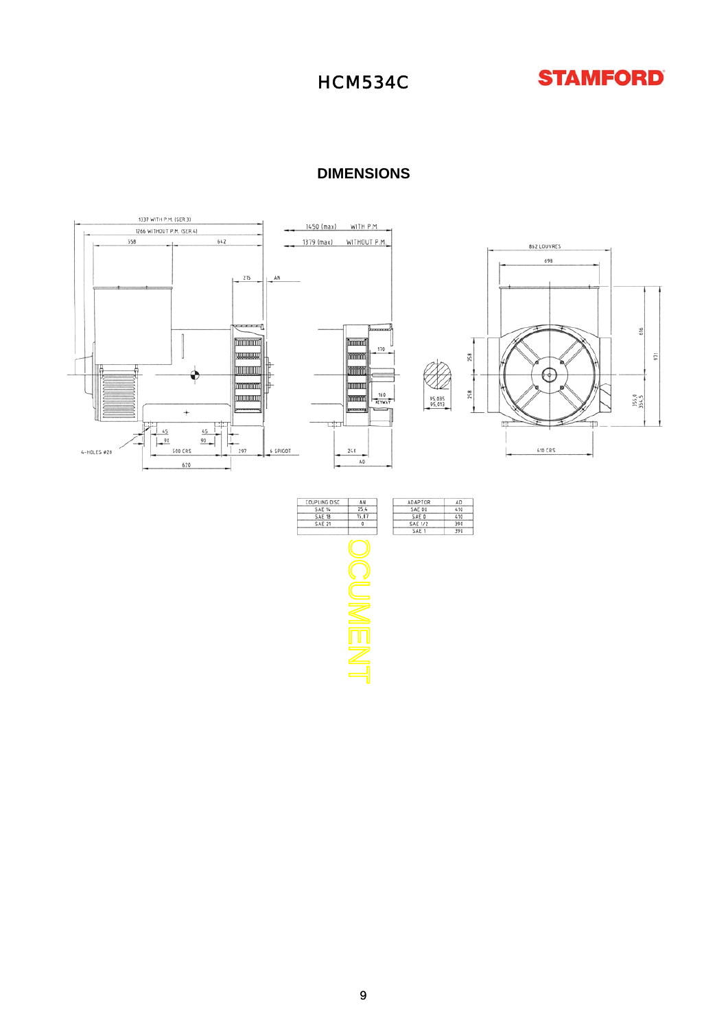# HCM534C

## DIMENSIONS

| COUPLING DISC | AN |
|---|---|
| SAE 14 | 25,4 |
| SAE 18 | 15,87 |
| SAE 21 | 0 |

| ADAPTOR | AD |
|---|---|
| SAE 00 | 410 |
| SAE 0 | 410 |
| SAE 1/2 | 390 |
| SAE 1 | 390 |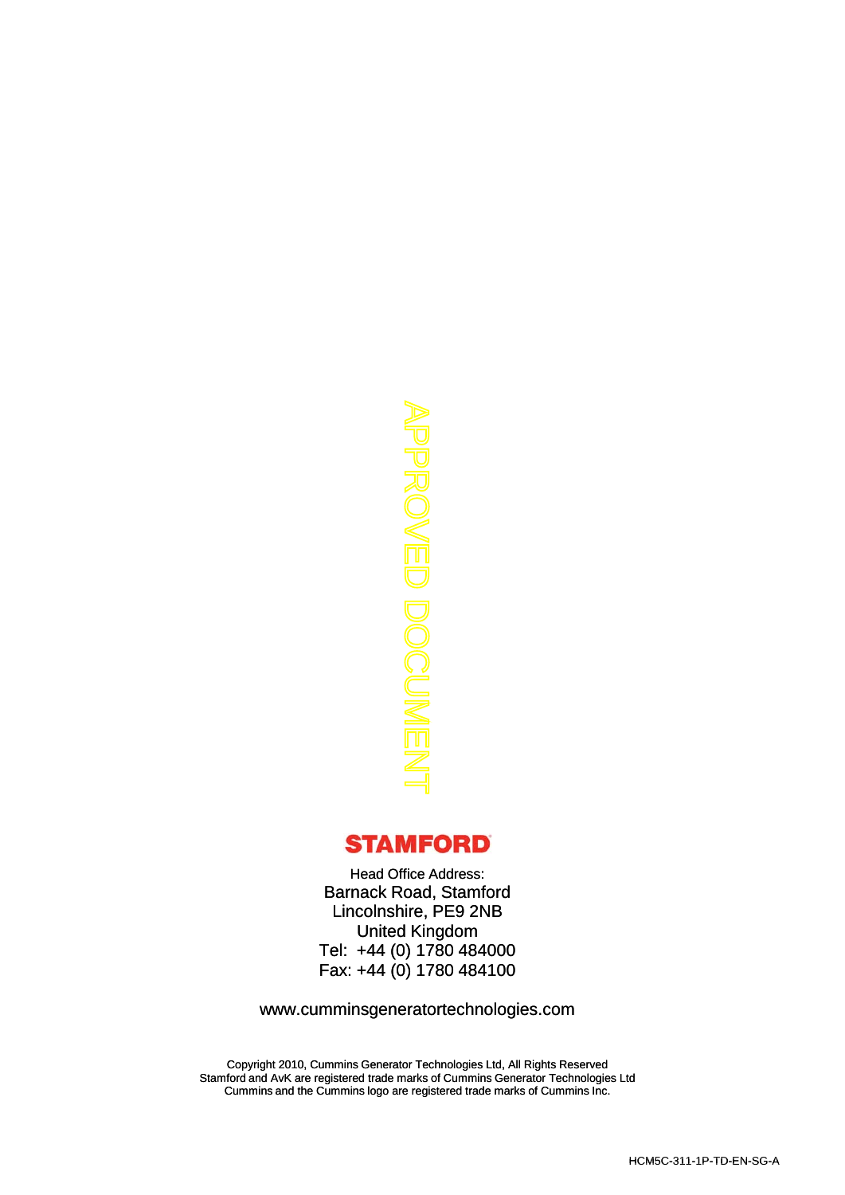APPROVED DOCUMENT

**STAMFORD**

Head Office Address:
Barnack Road, Stamford
Lincolnshire, PE9 2NB
United Kingdom
Tel: +44 (0) 1780 484000
Fax: +44 (0) 1780 484100

www.cumminsgeneratortechnologies.com

Copyright 2010, Cummins Generator Technologies Ltd, All Rights Reserved
Stamford and AvK are registered trade marks of Cummins Generator Technologies Ltd
Cummins and the Cummins logo are registered trade marks of Cummins Inc.

HCM5C-311-1P-TD-EN-SG-A